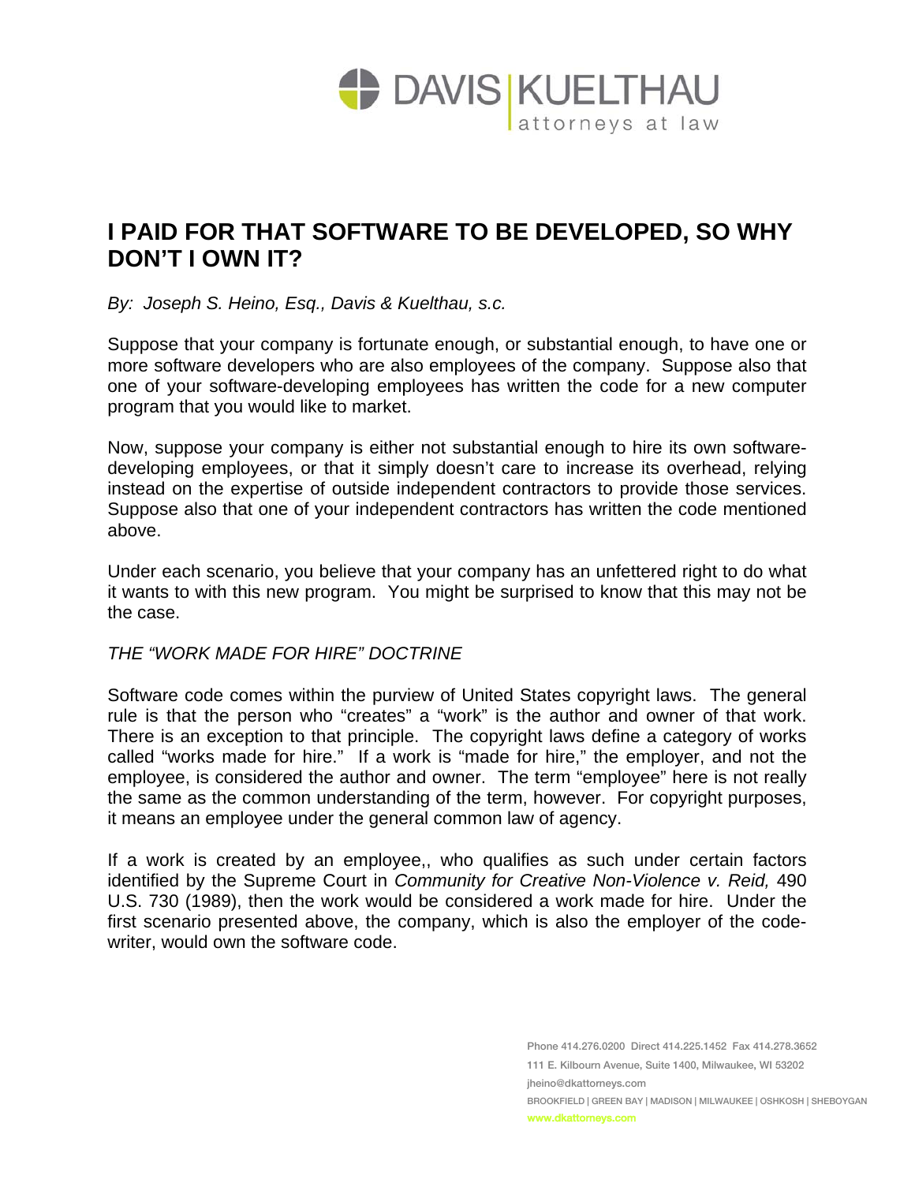# I PAID FOR THAT SOFTWARE TO BE DEVELOPED, SO WHY DON'T I OWN IT?

*By: Joseph S. Heino, Esq., Davis & Kuelthau, s.c.*

Suppose that your company is fortunate enough, or substantial enough, to have one or more software developers who are also employees of the company. Suppose also that one of your software-developing employees has written the code for a new computer program that you would like to market.

Now, suppose your company is either not substantial enough to hire its own software-developing employees, or that it simply doesn't care to increase its overhead, relying instead on the expertise of outside independent contractors to provide those services. Suppose also that one of your independent contractors has written the code mentioned above.

Under each scenario, you believe that your company has an unfettered right to do what it wants to with this new program. You might be surprised to know that this may not be the case.

*THE "WORK MADE FOR HIRE" DOCTRINE*

Software code comes within the purview of United States copyright laws. The general rule is that the person who "creates" a "work" is the author and owner of that work. There is an exception to that principle. The copyright laws define a category of works called "works made for hire." If a work is "made for hire," the employer, and not the employee, is considered the author and owner. The term "employee" here is not really the same as the common understanding of the term, however. For copyright purposes, it means an employee under the general common law of agency.

If a work is created by an employee,, who qualifies as such under certain factors identified by the Supreme Court in *Community for Creative Non-Violence v. Reid,* 490 U.S. 730 (1989), then the work would be considered a work made for hire. Under the first scenario presented above, the company, which is also the employer of the code-writer, would own the software code.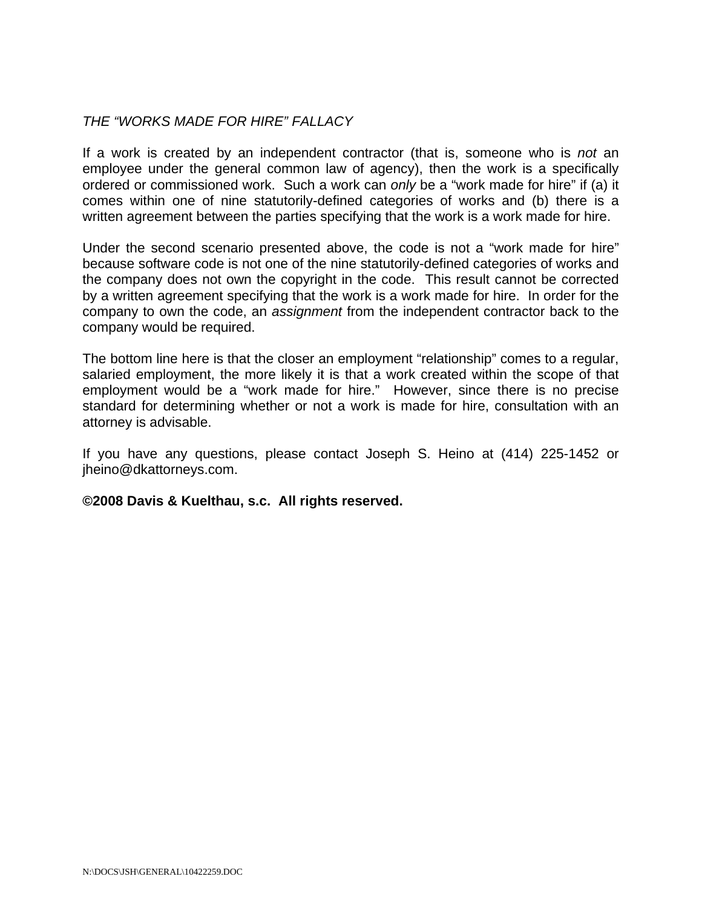*THE "WORKS MADE FOR HIRE" FALLACY*

If a work is created by an independent contractor (that is, someone who is *not* an employee under the general common law of agency), then the work is a specifically ordered or commissioned work. Such a work can *only* be a "work made for hire" if (a) it comes within one of nine statutorily-defined categories of works and (b) there is a written agreement between the parties specifying that the work is a work made for hire.

Under the second scenario presented above, the code is not a "work made for hire" because software code is not one of the nine statutorily-defined categories of works and the company does not own the copyright in the code. This result cannot be corrected by a written agreement specifying that the work is a work made for hire. In order for the company to own the code, an *assignment* from the independent contractor back to the company would be required.

The bottom line here is that the closer an employment "relationship" comes to a regular, salaried employment, the more likely it is that a work created within the scope of that employment would be a "work made for hire." However, since there is no precise standard for determining whether or not a work is made for hire, consultation with an attorney is advisable.

If you have any questions, please contact Joseph S. Heino at (414) 225-1452 or jheino@dkattorneys.com.

**©2008 Davis & Kuelthau, s.c. All rights reserved.**

N:\DOCS\JSH\GENERAL\10422259.DOC